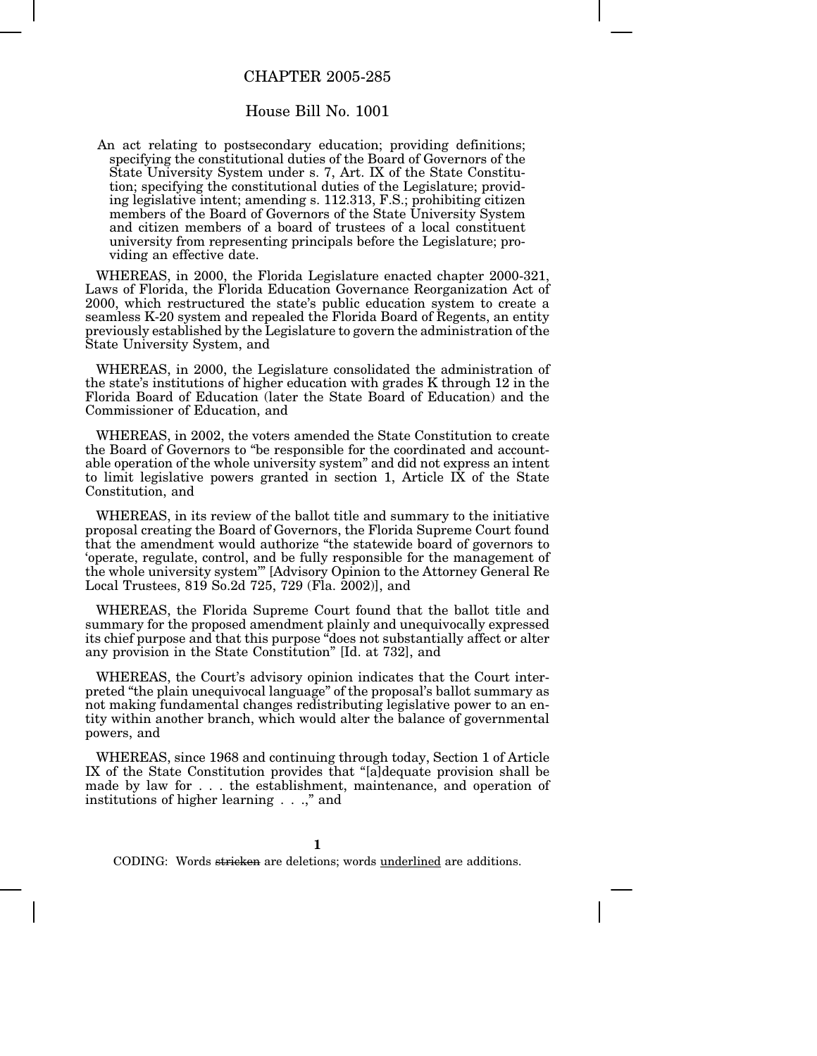# CHAPTER 2005-285

## House Bill No. 1001

An act relating to postsecondary education; providing definitions; specifying the constitutional duties of the Board of Governors of the State University System under s. 7, Art. IX of the State Constitution; specifying the constitutional duties of the Legislature; providing legislative intent; amending s. 112.313, F.S.; prohibiting citizen members of the Board of Governors of the State University System and citizen members of a board of trustees of a local constituent university from representing principals before the Legislature; providing an effective date.

WHEREAS, in 2000, the Florida Legislature enacted chapter 2000-321, Laws of Florida, the Florida Education Governance Reorganization Act of 2000, which restructured the state's public education system to create a seamless K-20 system and repealed the Florida Board of Regents, an entity previously established by the Legislature to govern the administration of the State University System, and

WHEREAS, in 2000, the Legislature consolidated the administration of the state's institutions of higher education with grades K through 12 in the Florida Board of Education (later the State Board of Education) and the Commissioner of Education, and

WHEREAS, in 2002, the voters amended the State Constitution to create the Board of Governors to "be responsible for the coordinated and accountable operation of the whole university system" and did not express an intent to limit legislative powers granted in section 1, Article IX of the State Constitution, and

WHEREAS, in its review of the ballot title and summary to the initiative proposal creating the Board of Governors, the Florida Supreme Court found that the amendment would authorize "the statewide board of governors to 'operate, regulate, control, and be fully responsible for the management of the whole university system'" [Advisory Opinion to the Attorney General Re Local Trustees, 819 So.2d 725, 729 (Fla. 2002)], and

WHEREAS, the Florida Supreme Court found that the ballot title and summary for the proposed amendment plainly and unequivocally expressed its chief purpose and that this purpose "does not substantially affect or alter any provision in the State Constitution" [Id. at 732], and

WHEREAS, the Court's advisory opinion indicates that the Court interpreted "the plain unequivocal language" of the proposal's ballot summary as not making fundamental changes redistributing legislative power to an entity within another branch, which would alter the balance of governmental powers, and

WHEREAS, since 1968 and continuing through today, Section 1 of Article IX of the State Constitution provides that "[a]dequate provision shall be made by law for . . . the establishment, maintenance, and operation of institutions of higher learning . . .," and

CODING: Words ~~stricken~~ are deletions; words <u>underlined</u> are additions.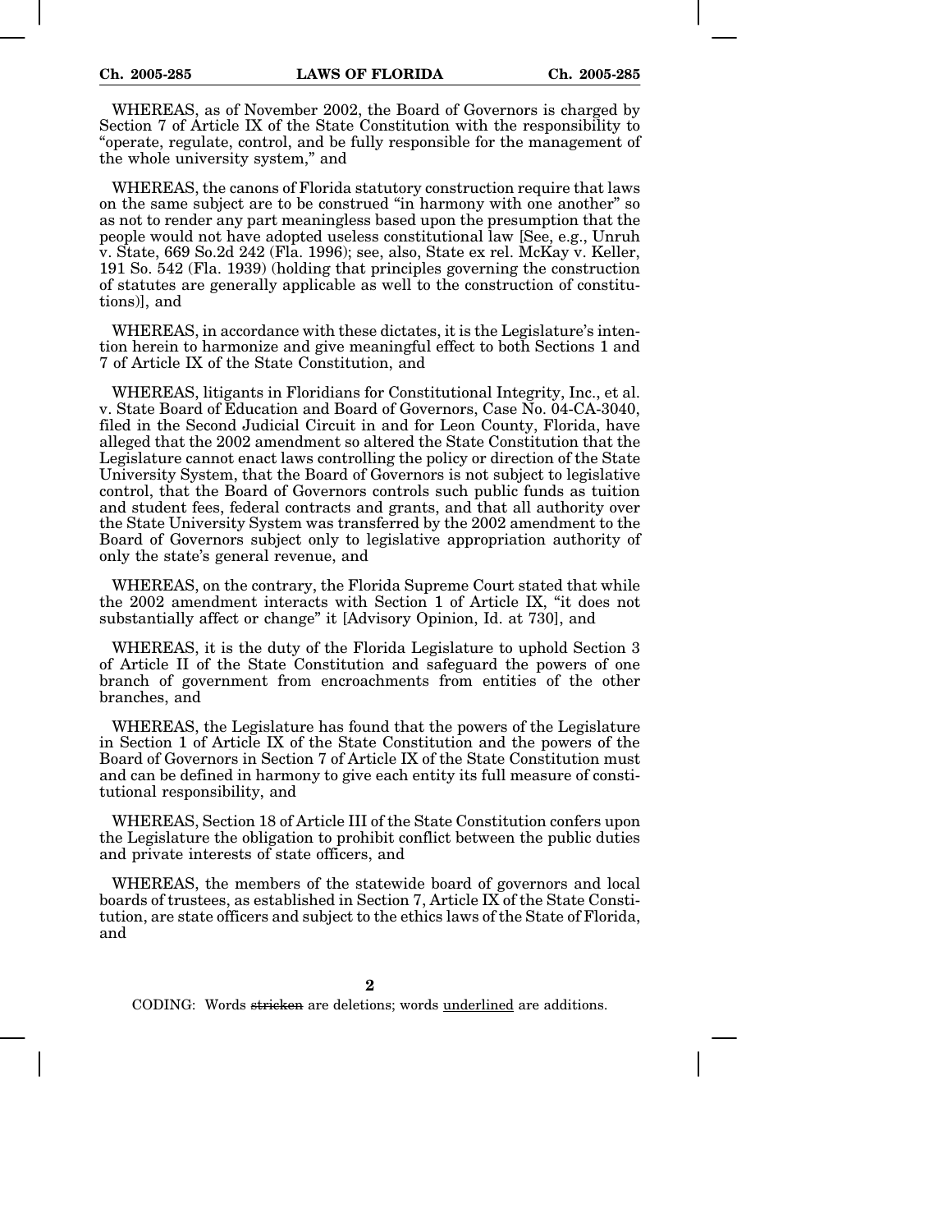WHEREAS, as of November 2002, the Board of Governors is charged by Section 7 of Article IX of the State Constitution with the responsibility to "operate, regulate, control, and be fully responsible for the management of the whole university system," and

WHEREAS, the canons of Florida statutory construction require that laws on the same subject are to be construed "in harmony with one another" so as not to render any part meaningless based upon the presumption that the people would not have adopted useless constitutional law [See, e.g., Unruh v. State, 669 So.2d 242 (Fla. 1996); see, also, State ex rel. McKay v. Keller, 191 So. 542 (Fla. 1939) (holding that principles governing the construction of statutes are generally applicable as well to the construction of constitutions)], and

WHEREAS, in accordance with these dictates, it is the Legislature's intention herein to harmonize and give meaningful effect to both Sections 1 and 7 of Article IX of the State Constitution, and

WHEREAS, litigants in Floridians for Constitutional Integrity, Inc., et al. v. State Board of Education and Board of Governors, Case No. 04-CA-3040, filed in the Second Judicial Circuit in and for Leon County, Florida, have alleged that the 2002 amendment so altered the State Constitution that the Legislature cannot enact laws controlling the policy or direction of the State University System, that the Board of Governors is not subject to legislative control, that the Board of Governors controls such public funds as tuition and student fees, federal contracts and grants, and that all authority over the State University System was transferred by the 2002 amendment to the Board of Governors subject only to legislative appropriation authority of only the state's general revenue, and

WHEREAS, on the contrary, the Florida Supreme Court stated that while the 2002 amendment interacts with Section 1 of Article IX, "it does not substantially affect or change" it [Advisory Opinion, Id. at 730], and

WHEREAS, it is the duty of the Florida Legislature to uphold Section 3 of Article II of the State Constitution and safeguard the powers of one branch of government from encroachments from entities of the other branches, and

WHEREAS, the Legislature has found that the powers of the Legislature in Section 1 of Article IX of the State Constitution and the powers of the Board of Governors in Section 7 of Article IX of the State Constitution must and can be defined in harmony to give each entity its full measure of constitutional responsibility, and

WHEREAS, Section 18 of Article III of the State Constitution confers upon the Legislature the obligation to prohibit conflict between the public duties and private interests of state officers, and

WHEREAS, the members of the statewide board of governors and local boards of trustees, as established in Section 7, Article IX of the State Constitution, are state officers and subject to the ethics laws of the State of Florida, and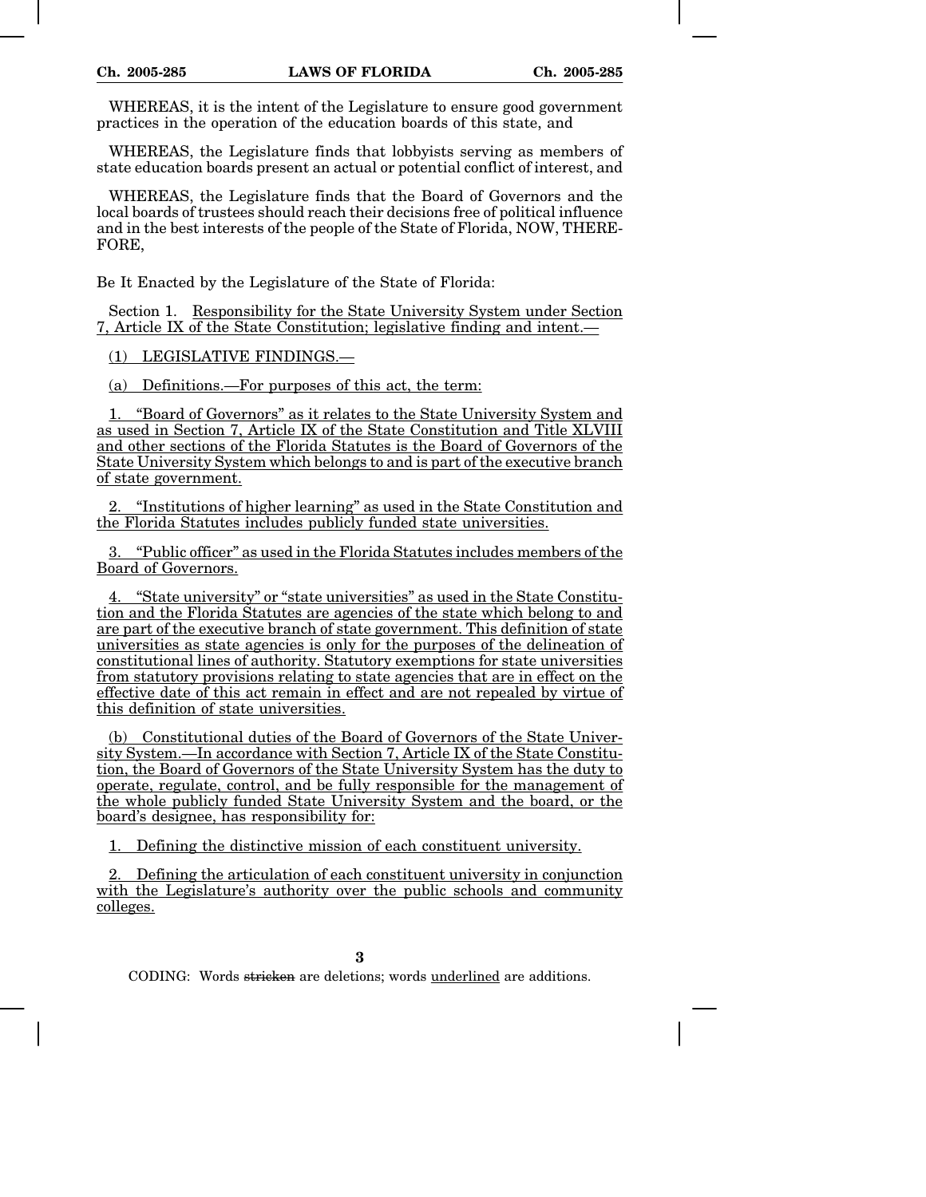WHEREAS, it is the intent of the Legislature to ensure good government practices in the operation of the education boards of this state, and

WHEREAS, the Legislature finds that lobbyists serving as members of state education boards present an actual or potential conflict of interest, and

WHEREAS, the Legislature finds that the Board of Governors and the local boards of trustees should reach their decisions free of political influence and in the best interests of the people of the State of Florida, NOW, THEREFORE,

Be It Enacted by the Legislature of the State of Florida:

Section 1. Responsibility for the State University System under Section 7, Article IX of the State Constitution; legislative finding and intent.—

(1) LEGISLATIVE FINDINGS.—

(a) Definitions.—For purposes of this act, the term:

1. "Board of Governors" as it relates to the State University System and as used in Section 7, Article IX of the State Constitution and Title XLVIII and other sections of the Florida Statutes is the Board of Governors of the State University System which belongs to and is part of the executive branch of state government.

2. "Institutions of higher learning" as used in the State Constitution and the Florida Statutes includes publicly funded state universities.

3. "Public officer" as used in the Florida Statutes includes members of the Board of Governors.

4. "State university" or "state universities" as used in the State Constitution and the Florida Statutes are agencies of the state which belong to and are part of the executive branch of state government. This definition of state universities as state agencies is only for the purposes of the delineation of constitutional lines of authority. Statutory exemptions for state universities from statutory provisions relating to state agencies that are in effect on the effective date of this act remain in effect and are not repealed by virtue of this definition of state universities.

(b) Constitutional duties of the Board of Governors of the State University System.—In accordance with Section 7, Article IX of the State Constitution, the Board of Governors of the State University System has the duty to operate, regulate, control, and be fully responsible for the management of the whole publicly funded State University System and the board, or the board's designee, has responsibility for:

1. Defining the distinctive mission of each constituent university.

2. Defining the articulation of each constituent university in conjunction with the Legislature's authority over the public schools and community colleges.

CODING: Words ~~stricken~~ are deletions; words underlined are additions.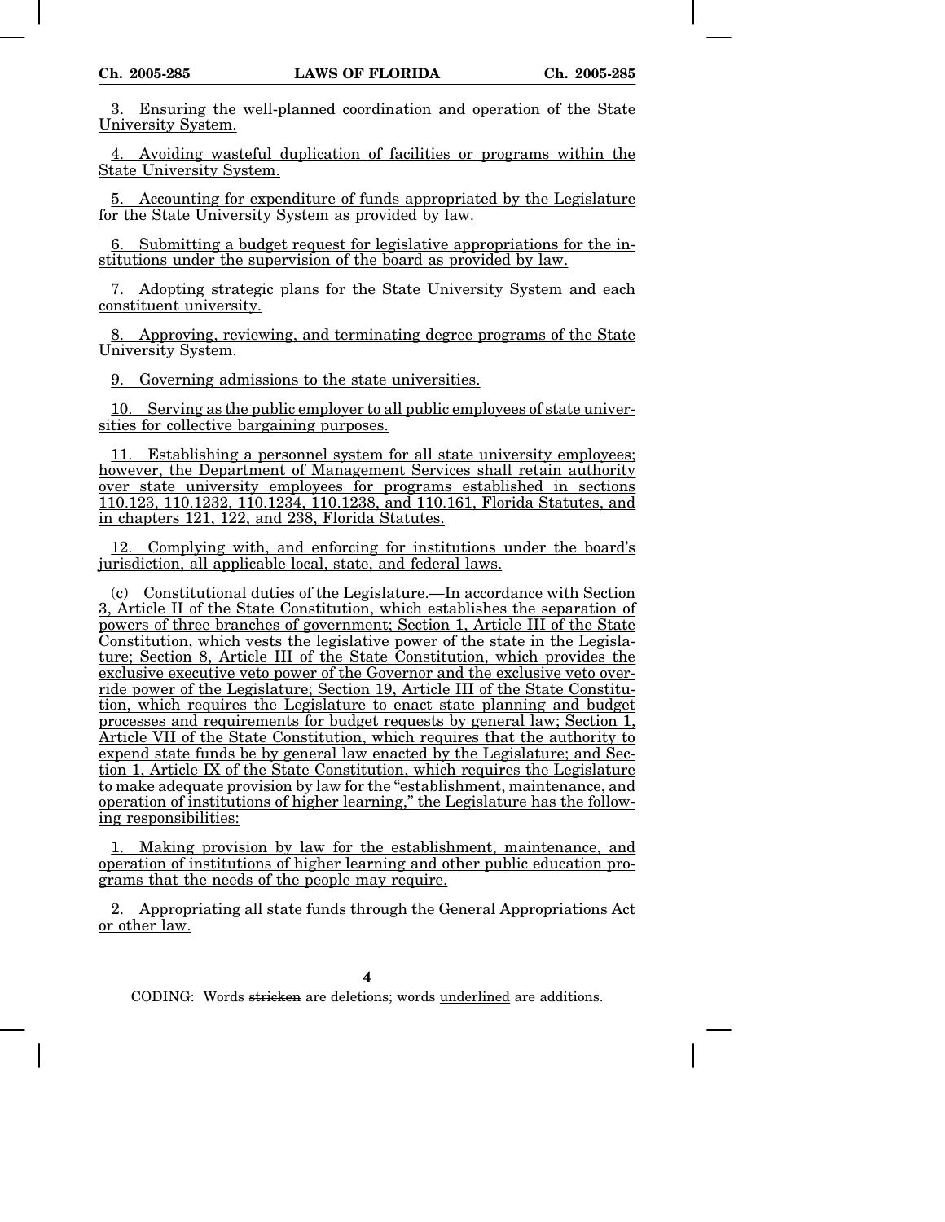3. Ensuring the well-planned coordination and operation of the State University System.

4. Avoiding wasteful duplication of facilities or programs within the State University System.

5. Accounting for expenditure of funds appropriated by the Legislature for the State University System as provided by law.

6. Submitting a budget request for legislative appropriations for the institutions under the supervision of the board as provided by law.

7. Adopting strategic plans for the State University System and each constituent university.

8. Approving, reviewing, and terminating degree programs of the State University System.

9. Governing admissions to the state universities.

10. Serving as the public employer to all public employees of state universities for collective bargaining purposes.

11. Establishing a personnel system for all state university employees; however, the Department of Management Services shall retain authority over state university employees for programs established in sections 110.123, 110.1232, 110.1234, 110.1238, and 110.161, Florida Statutes, and in chapters 121, 122, and 238, Florida Statutes.

12. Complying with, and enforcing for institutions under the board's jurisdiction, all applicable local, state, and federal laws.

(c) Constitutional duties of the Legislature.—In accordance with Section 3, Article II of the State Constitution, which establishes the separation of powers of three branches of government; Section 1, Article III of the State Constitution, which vests the legislative power of the state in the Legislature; Section 8, Article III of the State Constitution, which provides the exclusive executive veto power of the Governor and the exclusive veto override power of the Legislature; Section 19, Article III of the State Constitution, which requires the Legislature to enact state planning and budget processes and requirements for budget requests by general law; Section 1, Article VII of the State Constitution, which requires that the authority to expend state funds be by general law enacted by the Legislature; and Section 1, Article IX of the State Constitution, which requires the Legislature to make adequate provision by law for the "establishment, maintenance, and operation of institutions of higher learning," the Legislature has the following responsibilities:

1. Making provision by law for the establishment, maintenance, and operation of institutions of higher learning and other public education programs that the needs of the people may require.

2. Appropriating all state funds through the General Appropriations Act or other law.

CODING: Words stricken are deletions; words underlined are additions.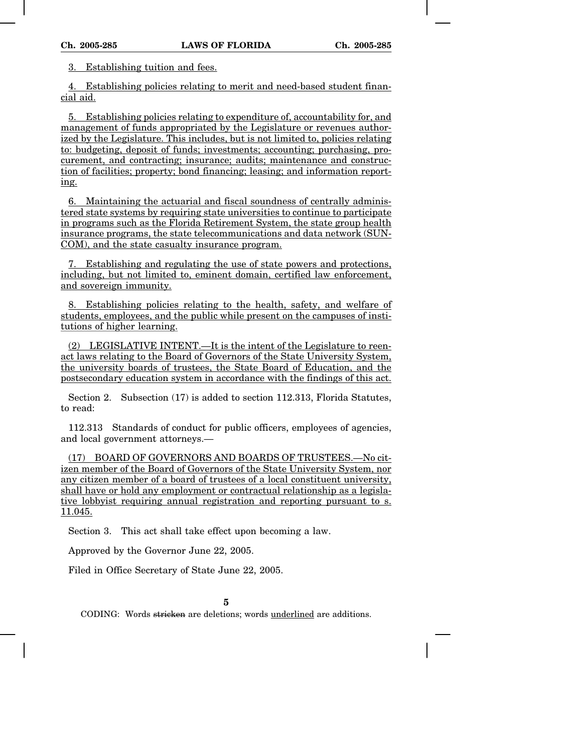3. Establishing tuition and fees.

4. Establishing policies relating to merit and need-based student financial aid.

5. Establishing policies relating to expenditure of, accountability for, and management of funds appropriated by the Legislature or revenues authorized by the Legislature. This includes, but is not limited to, policies relating to: budgeting, deposit of funds; investments; accounting; purchasing, procurement, and contracting; insurance; audits; maintenance and construction of facilities; property; bond financing; leasing; and information reporting.

6. Maintaining the actuarial and fiscal soundness of centrally administered state systems by requiring state universities to continue to participate in programs such as the Florida Retirement System, the state group health insurance programs, the state telecommunications and data network (SUNCOM), and the state casualty insurance program.

7. Establishing and regulating the use of state powers and protections, including, but not limited to, eminent domain, certified law enforcement, and sovereign immunity.

8. Establishing policies relating to the health, safety, and welfare of students, employees, and the public while present on the campuses of institutions of higher learning.

(2) LEGISLATIVE INTENT.—It is the intent of the Legislature to reenact laws relating to the Board of Governors of the State University System, the university boards of trustees, the State Board of Education, and the postsecondary education system in accordance with the findings of this act.

Section 2. Subsection (17) is added to section 112.313, Florida Statutes, to read:

112.313 Standards of conduct for public officers, employees of agencies, and local government attorneys.—

(17) BOARD OF GOVERNORS AND BOARDS OF TRUSTEES.—No citizen member of the Board of Governors of the State University System, nor any citizen member of a board of trustees of a local constituent university, shall have or hold any employment or contractual relationship as a legislative lobbyist requiring annual registration and reporting pursuant to s. 11.045.

Section 3. This act shall take effect upon becoming a law.

Approved by the Governor June 22, 2005.

Filed in Office Secretary of State June 22, 2005.

CODING: Words stricken are deletions; words underlined are additions.